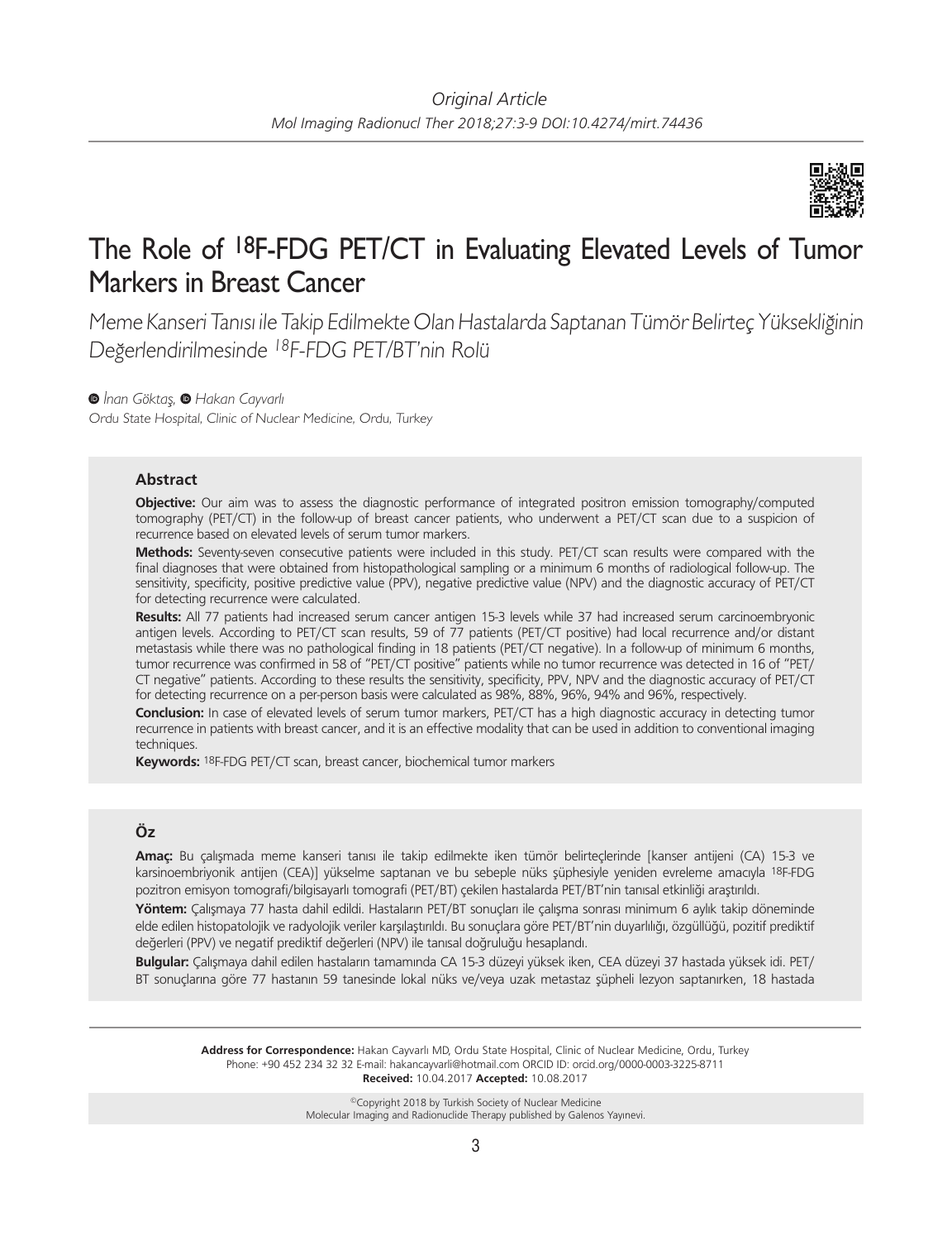*Original Article*

# The Role of $^{18}$F-FDG PET/CT in Evaluating Elevated Levels of Tumor Markers in Breast Cancer

*Meme Kanseri Tanısı ile Takip Edilmekte Olan Hastalarda Saptanan Tümör Belirteç Yüksekliğinin Değerlendirilmesinde $^{18}$F-FDG PET/BT'nin Rolü*

*İnan Göktaş, Hakan Cayvarlı*

*Ordu State Hospital, Clinic of Nuclear Medicine, Ordu, Turkey*

## Abstract

**Objective:** Our aim was to assess the diagnostic performance of integrated positron emission tomography/computed tomography (PET/CT) in the follow-up of breast cancer patients, who underwent a PET/CT scan due to a suspicion of recurrence based on elevated levels of serum tumor markers.

**Methods:** Seventy-seven consecutive patients were included in this study. PET/CT scan results were compared with the final diagnoses that were obtained from histopathological sampling or a minimum 6 months of radiological follow-up. The sensitivity, specificity, positive predictive value (PPV), negative predictive value (NPV) and the diagnostic accuracy of PET/CT for detecting recurrence were calculated.

**Results:** All 77 patients had increased serum cancer antigen 15-3 levels while 37 had increased serum carcinoembryonic antigen levels. According to PET/CT scan results, 59 of 77 patients (PET/CT positive) had local recurrence and/or distant metastasis while there was no pathological finding in 18 patients (PET/CT negative). In a follow-up of minimum 6 months, tumor recurrence was confirmed in 58 of "PET/CT positive" patients while no tumor recurrence was detected in 16 of "PET/CT negative" patients. According to these results the sensitivity, specificity, PPV, NPV and the diagnostic accuracy of PET/CT for detecting recurrence on a per-person basis were calculated as 98%, 88%, 96%, 94% and 96%, respectively.

**Conclusion:** In case of elevated levels of serum tumor markers, PET/CT has a high diagnostic accuracy in detecting tumor recurrence in patients with breast cancer, and it is an effective modality that can be used in addition to conventional imaging techniques.

**Keywords:** $^{18}$F-FDG PET/CT scan, breast cancer, biochemical tumor markers

## Öz

**Amaç:** Bu çalışmada meme kanseri tanısı ile takip edilmekte iken tümör belirteçlerinde [kanser antijeni (CA) 15-3 ve karsinoembriyonik antijen (CEA)] yükselme saptanan ve bu sebeple nüks şüphesiyle yeniden evreleme amacıyla $^{18}$F-FDG pozitron emisyon tomografi/bilgisayarlı tomografi (PET/BT) çekilen hastalarda PET/BT'nin tanısal etkinliği araştırıldı.

**Yöntem:** Çalışmaya 77 hasta dahil edildi. Hastaların PET/BT sonuçları ile çalışma sonrası minimum 6 aylık takip döneminde elde edilen histopatolojik ve radyolojik veriler karşılaştırıldı. Bu sonuçlara göre PET/BT'nin duyarlılığı, özgüllüğü, pozitif prediktif değerleri (PPV) ve negatif prediktif değerleri (NPV) ile tanısal doğruluğu hesaplandı.

**Bulgular:** Çalışmaya dahil edilen hastaların tamamında CA 15-3 düzeyi yüksek iken, CEA düzeyi 37 hastada yüksek idi. PET/BT sonuçlarına göre 77 hastanın 59 tanesinde lokal nüks ve/veya uzak metastaz şüpheli lezyon saptanırken, 18 hastada

**Address for Correspondence:** Hakan Cayvarlı MD, Ordu State Hospital, Clinic of Nuclear Medicine, Ordu, Turkey
Phone: +90 452 234 32 32 E-mail: hakancayvarli@hotmail.com ORCID ID: orcid.org/0000-0003-3225-8711
**Received:** 10.04.2017 **Accepted:** 10.08.2017

©Copyright 2018 by Turkish Society of Nuclear Medicine
Molecular Imaging and Radionuclide Therapy published by Galenos Yayınevi.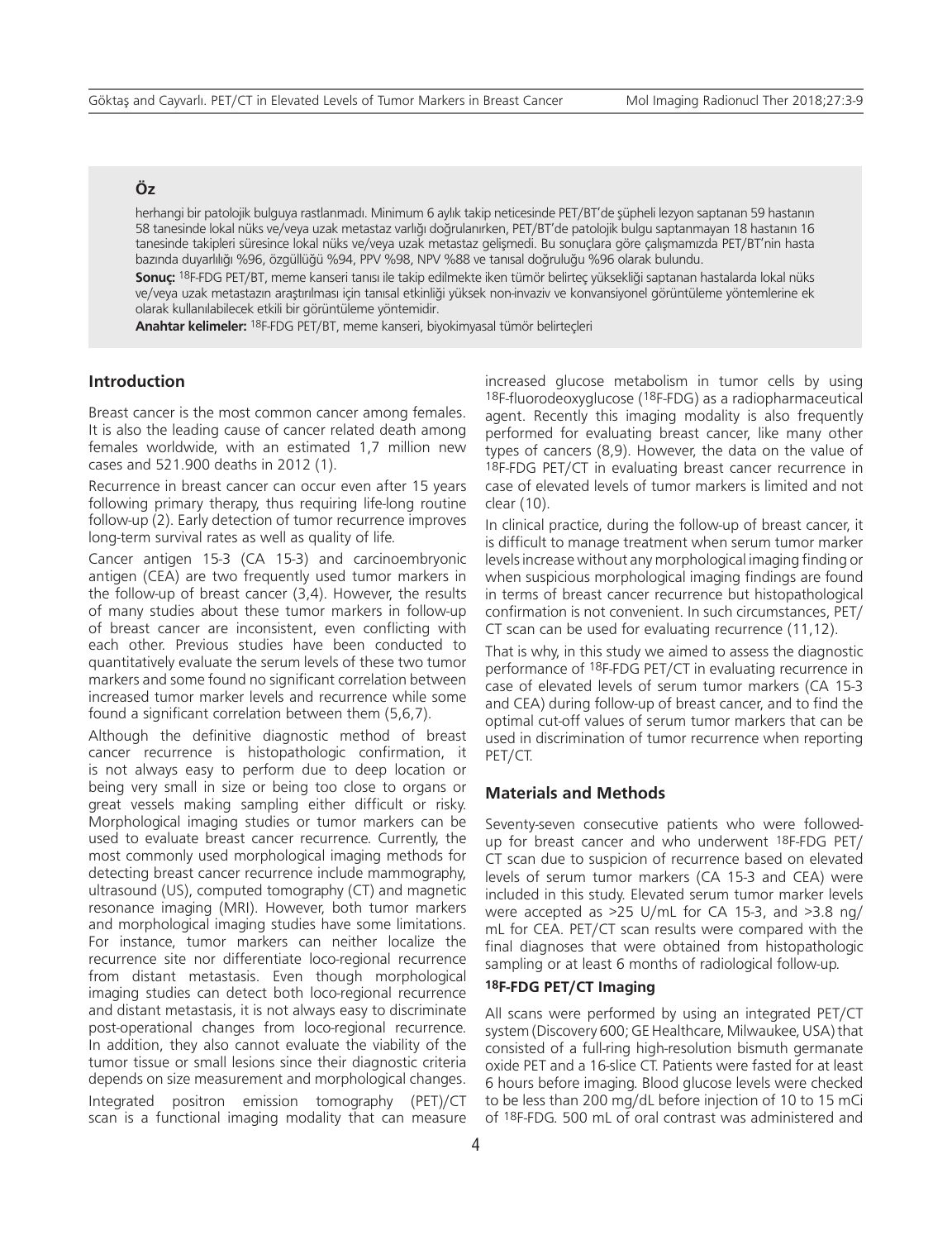## Öz

herhangi bir patolojik bulguya rastlanmadı. Minimum 6 aylık takip neticesinde PET/BT'de şüpheli lezyon saptanan 59 hastanın 58 tanesinde lokal nüks ve/veya uzak metastaz varlığı doğrulanırken, PET/BT'de patolojik bulgu saptanmayan 18 hastanın 16 tanesinde takipleri süresince lokal nüks ve/veya uzak metastaz gelişmedi. Bu sonuçlara göre çalışmamızda PET/BT'nin hasta bazında duyarlılığı %96, özgüllüğü %94, PPV %98, NPV %88 ve tanısal doğruluğu %96 olarak bulundu.

**Sonuç:** $^{18}$F-FDG PET/BT, meme kanseri tanısı ile takip edilmekte iken tümör belirteç yüksekliği saptanan hastalarda lokal nüks ve/veya uzak metastazın araştırılması için tanısal etkinliği yüksek non-invaziv ve konvansiyonel görüntüleme yöntemlerine ek olarak kullanılabilecek etkili bir görüntüleme yöntemidir.

**Anahtar kelimeler:** $^{18}$F-FDG PET/BT, meme kanseri, biyokimyasal tümör belirteçleri

## Introduction

Breast cancer is the most common cancer among females. It is also the leading cause of cancer related death among females worldwide, with an estimated 1,7 million new cases and 521.900 deaths in 2012 (1).

Recurrence in breast cancer can occur even after 15 years following primary therapy, thus requiring life-long routine follow-up (2). Early detection of tumor recurrence improves long-term survival rates as well as quality of life.

Cancer antigen 15-3 (CA 15-3) and carcinoembryonic antigen (CEA) are two frequently used tumor markers in the follow-up of breast cancer (3,4). However, the results of many studies about these tumor markers in follow-up of breast cancer are inconsistent, even conflicting with each other. Previous studies have been conducted to quantitatively evaluate the serum levels of these two tumor markers and some found no significant correlation between increased tumor marker levels and recurrence while some found a significant correlation between them (5,6,7).

Although the definitive diagnostic method of breast cancer recurrence is histopathologic confirmation, it is not always easy to perform due to deep location or being very small in size or being too close to organs or great vessels making sampling either difficult or risky. Morphological imaging studies or tumor markers can be used to evaluate breast cancer recurrence. Currently, the most commonly used morphological imaging methods for detecting breast cancer recurrence include mammography, ultrasound (US), computed tomography (CT) and magnetic resonance imaging (MRI). However, both tumor markers and morphological imaging studies have some limitations. For instance, tumor markers can neither localize the recurrence site nor differentiate loco-regional recurrence from distant metastasis. Even though morphological imaging studies can detect both loco-regional recurrence and distant metastasis, it is not always easy to discriminate post-operational changes from loco-regional recurrence. In addition, they also cannot evaluate the viability of the tumor tissue or small lesions since their diagnostic criteria depends on size measurement and morphological changes.

Integrated positron emission tomography (PET)/CT scan is a functional imaging modality that can measure increased glucose metabolism in tumor cells by using $^{18}$F-fluorodeoxyglucose ($^{18}$F-FDG) as a radiopharmaceutical agent. Recently this imaging modality is also frequently performed for evaluating breast cancer, like many other types of cancers (8,9). However, the data on the value of $^{18}$F-FDG PET/CT in evaluating breast cancer recurrence in case of elevated levels of tumor markers is limited and not clear (10).

In clinical practice, during the follow-up of breast cancer, it is difficult to manage treatment when serum tumor marker levels increase without any morphological imaging finding or when suspicious morphological imaging findings are found in terms of breast cancer recurrence but histopathological confirmation is not convenient. In such circumstances, PET/CT scan can be used for evaluating recurrence (11,12).

That is why, in this study we aimed to assess the diagnostic performance of $^{18}$F-FDG PET/CT in evaluating recurrence in case of elevated levels of serum tumor markers (CA 15-3 and CEA) during follow-up of breast cancer, and to find the optimal cut-off values of serum tumor markers that can be used in discrimination of tumor recurrence when reporting PET/CT.

## Materials and Methods

Seventy-seven consecutive patients who were followed-up for breast cancer and who underwent $^{18}$F-FDG PET/CT scan due to suspicion of recurrence based on elevated levels of serum tumor markers (CA 15-3 and CEA) were included in this study. Elevated serum tumor marker levels were accepted as >25 U/mL for CA 15-3, and >3.8 ng/mL for CEA. PET/CT scan results were compared with the final diagnoses that were obtained from histopathologic sampling or at least 6 months of radiological follow-up.

### $^{18}$F-FDG PET/CT Imaging

All scans were performed by using an integrated PET/CT system (Discovery 600; GE Healthcare, Milwaukee, USA) that consisted of a full-ring high-resolution bismuth germanate oxide PET and a 16-slice CT. Patients were fasted for at least 6 hours before imaging. Blood glucose levels were checked to be less than 200 mg/dL before injection of 10 to 15 mCi of $^{18}$F-FDG. 500 mL of oral contrast was administered and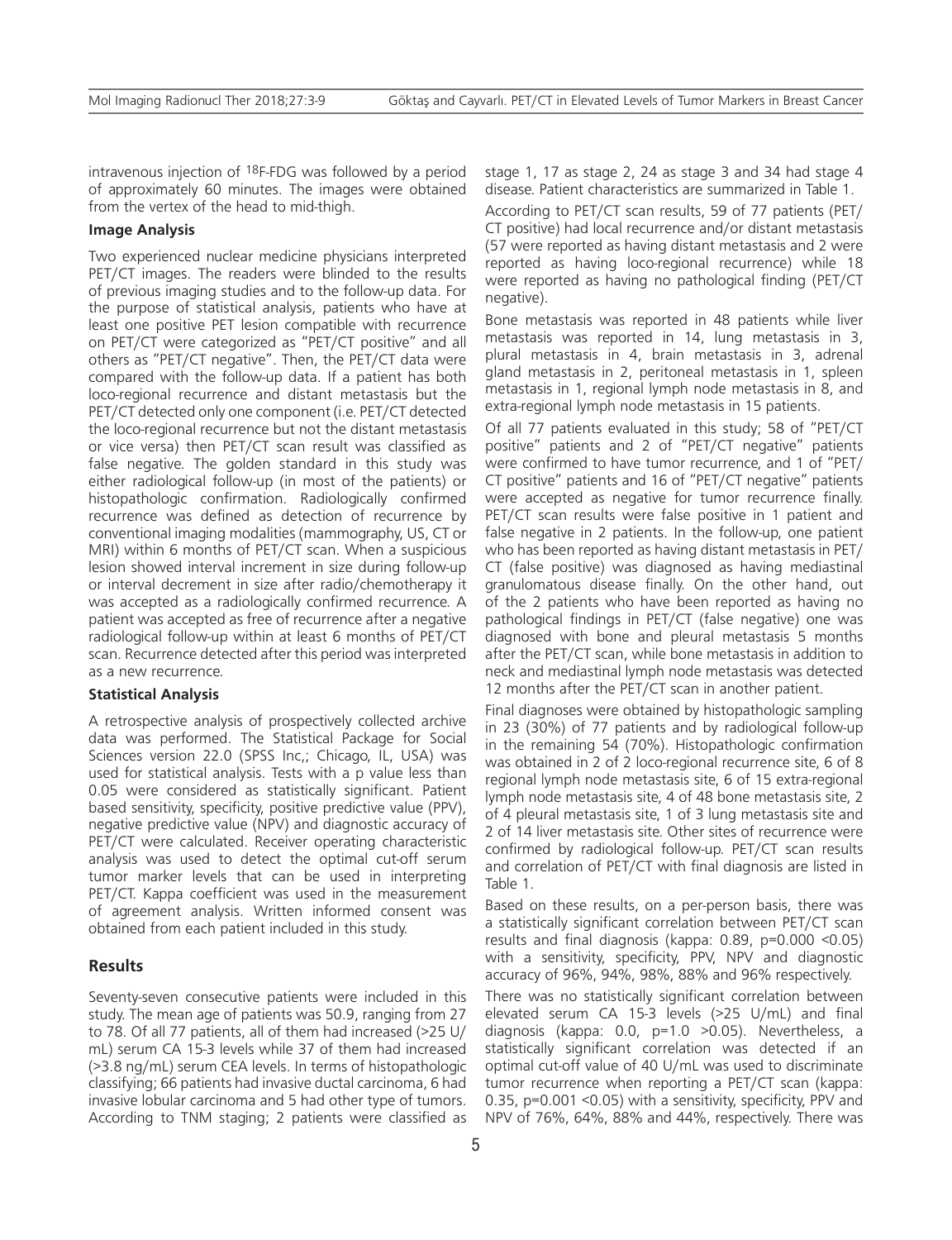intravenous injection of $^{18}$F-FDG was followed by a period of approximately 60 minutes. The images were obtained from the vertex of the head to mid-thigh.

**Image Analysis**

Two experienced nuclear medicine physicians interpreted PET/CT images. The readers were blinded to the results of previous imaging studies and to the follow-up data. For the purpose of statistical analysis, patients who have at least one positive PET lesion compatible with recurrence on PET/CT were categorized as "PET/CT positive" and all others as "PET/CT negative". Then, the PET/CT data were compared with the follow-up data. If a patient has both loco-regional recurrence and distant metastasis but the PET/CT detected only one component (i.e. PET/CT detected the loco-regional recurrence but not the distant metastasis or vice versa) then PET/CT scan result was classified as false negative. The golden standard in this study was either radiological follow-up (in most of the patients) or histopathologic confirmation. Radiologically confirmed recurrence was defined as detection of recurrence by conventional imaging modalities (mammography, US, CT or MRI) within 6 months of PET/CT scan. When a suspicious lesion showed interval increment in size during follow-up or interval decrement in size after radio/chemotherapy it was accepted as a radiologically confirmed recurrence. A patient was accepted as free of recurrence after a negative radiological follow-up within at least 6 months of PET/CT scan. Recurrence detected after this period was interpreted as a new recurrence.

**Statistical Analysis**

A retrospective analysis of prospectively collected archive data was performed. The Statistical Package for Social Sciences version 22.0 (SPSS Inc,; Chicago, IL, USA) was used for statistical analysis. Tests with a p value less than 0.05 were considered as statistically significant. Patient based sensitivity, specificity, positive predictive value (PPV), negative predictive value (NPV) and diagnostic accuracy of PET/CT were calculated. Receiver operating characteristic analysis was used to detect the optimal cut-off serum tumor marker levels that can be used in interpreting PET/CT. Kappa coefficient was used in the measurement of agreement analysis. Written informed consent was obtained from each patient included in this study.

## Results

Seventy-seven consecutive patients were included in this study. The mean age of patients was 50.9, ranging from 27 to 78. Of all 77 patients, all of them had increased (>25 U/mL) serum CA 15-3 levels while 37 of them had increased (>3.8 ng/mL) serum CEA levels. In terms of histopathologic classifying; 66 patients had invasive ductal carcinoma, 6 had invasive lobular carcinoma and 5 had other type of tumors. According to TNM staging; 2 patients were classified as stage 1, 17 as stage 2, 24 as stage 3 and 34 had stage 4 disease. Patient characteristics are summarized in Table 1.

According to PET/CT scan results, 59 of 77 patients (PET/CT positive) had local recurrence and/or distant metastasis (57 were reported as having distant metastasis and 2 were reported as having loco-regional recurrence) while 18 were reported as having no pathological finding (PET/CT negative).

Bone metastasis was reported in 48 patients while liver metastasis was reported in 14, lung metastasis in 3, plural metastasis in 4, brain metastasis in 3, adrenal gland metastasis in 2, peritoneal metastasis in 1, spleen metastasis in 1, regional lymph node metastasis in 8, and extra-regional lymph node metastasis in 15 patients.

Of all 77 patients evaluated in this study; 58 of "PET/CT positive" patients and 2 of "PET/CT negative" patients were confirmed to have tumor recurrence, and 1 of "PET/CT positive" patients and 16 of "PET/CT negative" patients were accepted as negative for tumor recurrence finally. PET/CT scan results were false positive in 1 patient and false negative in 2 patients. In the follow-up, one patient who has been reported as having distant metastasis in PET/CT (false positive) was diagnosed as having mediastinal granulomatous disease finally. On the other hand, out of the 2 patients who have been reported as having no pathological findings in PET/CT (false negative) one was diagnosed with bone and pleural metastasis 5 months after the PET/CT scan, while bone metastasis in addition to neck and mediastinal lymph node metastasis was detected 12 months after the PET/CT scan in another patient.

Final diagnoses were obtained by histopathologic sampling in 23 (30%) of 77 patients and by radiological follow-up in the remaining 54 (70%). Histopathologic confirmation was obtained in 2 of 2 loco-regional recurrence site, 6 of 8 regional lymph node metastasis site, 6 of 15 extra-regional lymph node metastasis site, 4 of 48 bone metastasis site, 2 of 4 pleural metastasis site, 1 of 3 lung metastasis site and 2 of 14 liver metastasis site. Other sites of recurrence were confirmed by radiological follow-up. PET/CT scan results and correlation of PET/CT with final diagnosis are listed in Table 1.

Based on these results, on a per-person basis, there was a statistically significant correlation between PET/CT scan results and final diagnosis (kappa: 0.89, p=0.000 <0.05) with a sensitivity, specificity, PPV, NPV and diagnostic accuracy of 96%, 94%, 98%, 88% and 96% respectively.

There was no statistically significant correlation between elevated serum CA 15-3 levels (>25 U/mL) and final diagnosis (kappa: 0.0, p=1.0 >0.05). Nevertheless, a statistically significant correlation was detected if an optimal cut-off value of 40 U/mL was used to discriminate tumor recurrence when reporting a PET/CT scan (kappa: 0.35, p=0.001 <0.05) with a sensitivity, specificity, PPV and NPV of 76%, 64%, 88% and 44%, respectively. There was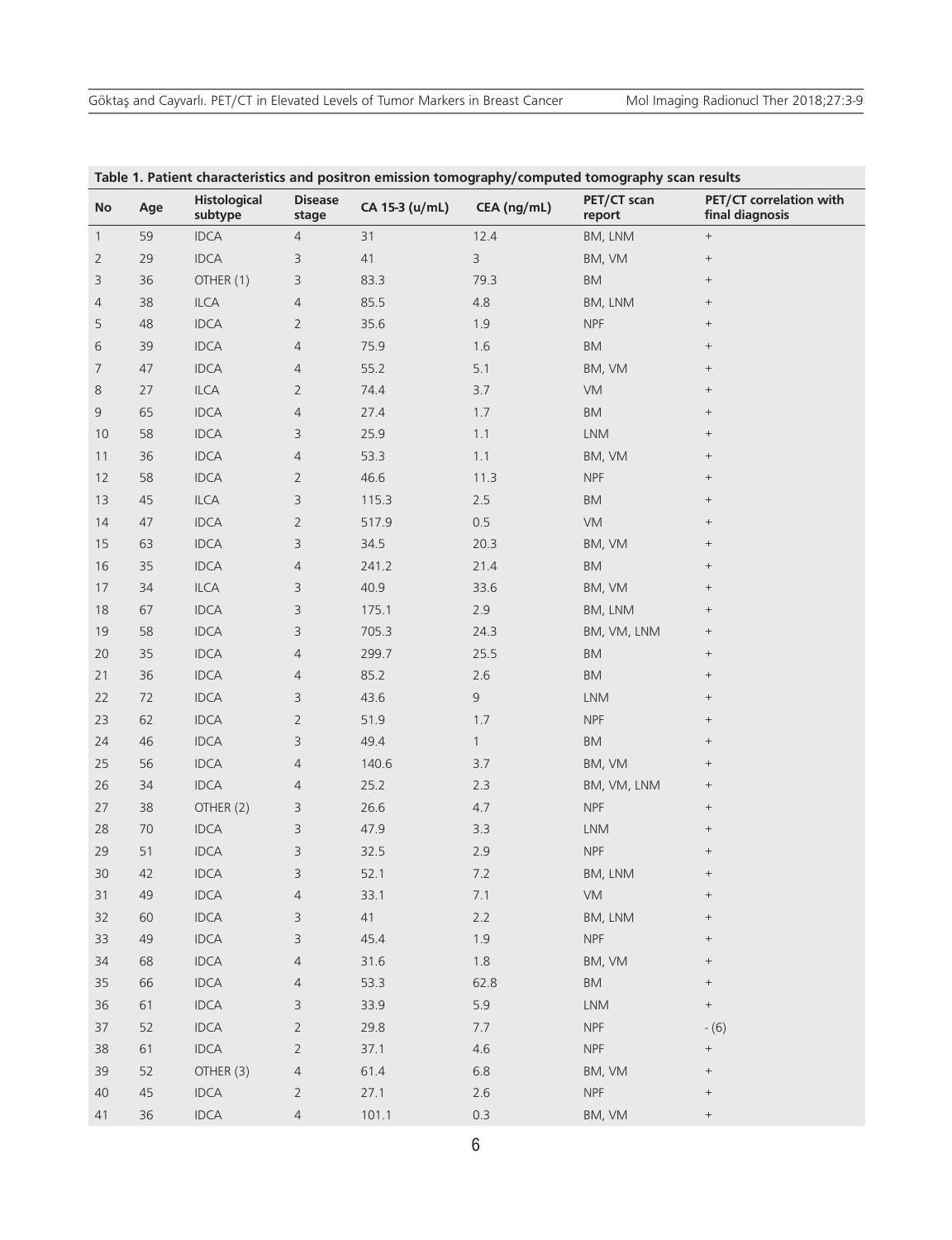**Table 1. Patient characteristics and positron emission tomography/computed tomography scan results**

| No | Age | Histological subtype | Disease stage | CA 15-3 (u/mL) | CEA (ng/mL) | PET/CT scan report | PET/CT correlation with final diagnosis |
|---|---|---|---|---|---|---|---|
| 1 | 59 | IDCA | 4 | 31 | 12.4 | BM, LNM | + |
| 2 | 29 | IDCA | 3 | 41 | 3 | BM, VM | + |
| 3 | 36 | OTHER (1) | 3 | 83.3 | 79.3 | BM | + |
| 4 | 38 | ILCA | 4 | 85.5 | 4.8 | BM, LNM | + |
| 5 | 48 | IDCA | 2 | 35.6 | 1.9 | NPF | + |
| 6 | 39 | IDCA | 4 | 75.9 | 1.6 | BM | + |
| 7 | 47 | IDCA | 4 | 55.2 | 5.1 | BM, VM | + |
| 8 | 27 | ILCA | 2 | 74.4 | 3.7 | VM | + |
| 9 | 65 | IDCA | 4 | 27.4 | 1.7 | BM | + |
| 10 | 58 | IDCA | 3 | 25.9 | 1.1 | LNM | + |
| 11 | 36 | IDCA | 4 | 53.3 | 1.1 | BM, VM | + |
| 12 | 58 | IDCA | 2 | 46.6 | 11.3 | NPF | + |
| 13 | 45 | ILCA | 3 | 115.3 | 2.5 | BM | + |
| 14 | 47 | IDCA | 2 | 517.9 | 0.5 | VM | + |
| 15 | 63 | IDCA | 3 | 34.5 | 20.3 | BM, VM | + |
| 16 | 35 | IDCA | 4 | 241.2 | 21.4 | BM | + |
| 17 | 34 | ILCA | 3 | 40.9 | 33.6 | BM, VM | + |
| 18 | 67 | IDCA | 3 | 175.1 | 2.9 | BM, LNM | + |
| 19 | 58 | IDCA | 3 | 705.3 | 24.3 | BM, VM, LNM | + |
| 20 | 35 | IDCA | 4 | 299.7 | 25.5 | BM | + |
| 21 | 36 | IDCA | 4 | 85.2 | 2.6 | BM | + |
| 22 | 72 | IDCA | 3 | 43.6 | 9 | LNM | + |
| 23 | 62 | IDCA | 2 | 51.9 | 1.7 | NPF | + |
| 24 | 46 | IDCA | 3 | 49.4 | 1 | BM | + |
| 25 | 56 | IDCA | 4 | 140.6 | 3.7 | BM, VM | + |
| 26 | 34 | IDCA | 4 | 25.2 | 2.3 | BM, VM, LNM | + |
| 27 | 38 | OTHER (2) | 3 | 26.6 | 4.7 | NPF | + |
| 28 | 70 | IDCA | 3 | 47.9 | 3.3 | LNM | + |
| 29 | 51 | IDCA | 3 | 32.5 | 2.9 | NPF | + |
| 30 | 42 | IDCA | 3 | 52.1 | 7.2 | BM, LNM | + |
| 31 | 49 | IDCA | 4 | 33.1 | 7.1 | VM | + |
| 32 | 60 | IDCA | 3 | 41 | 2.2 | BM, LNM | + |
| 33 | 49 | IDCA | 3 | 45.4 | 1.9 | NPF | + |
| 34 | 68 | IDCA | 4 | 31.6 | 1.8 | BM, VM | + |
| 35 | 66 | IDCA | 4 | 53.3 | 62.8 | BM | + |
| 36 | 61 | IDCA | 3 | 33.9 | 5.9 | LNM | + |
| 37 | 52 | IDCA | 2 | 29.8 | 7.7 | NPF | - (6) |
| 38 | 61 | IDCA | 2 | 37.1 | 4.6 | NPF | + |
| 39 | 52 | OTHER (3) | 4 | 61.4 | 6.8 | BM, VM | + |
| 40 | 45 | IDCA | 2 | 27.1 | 2.6 | NPF | + |
| 41 | 36 | IDCA | 4 | 101.1 | 0.3 | BM, VM | + |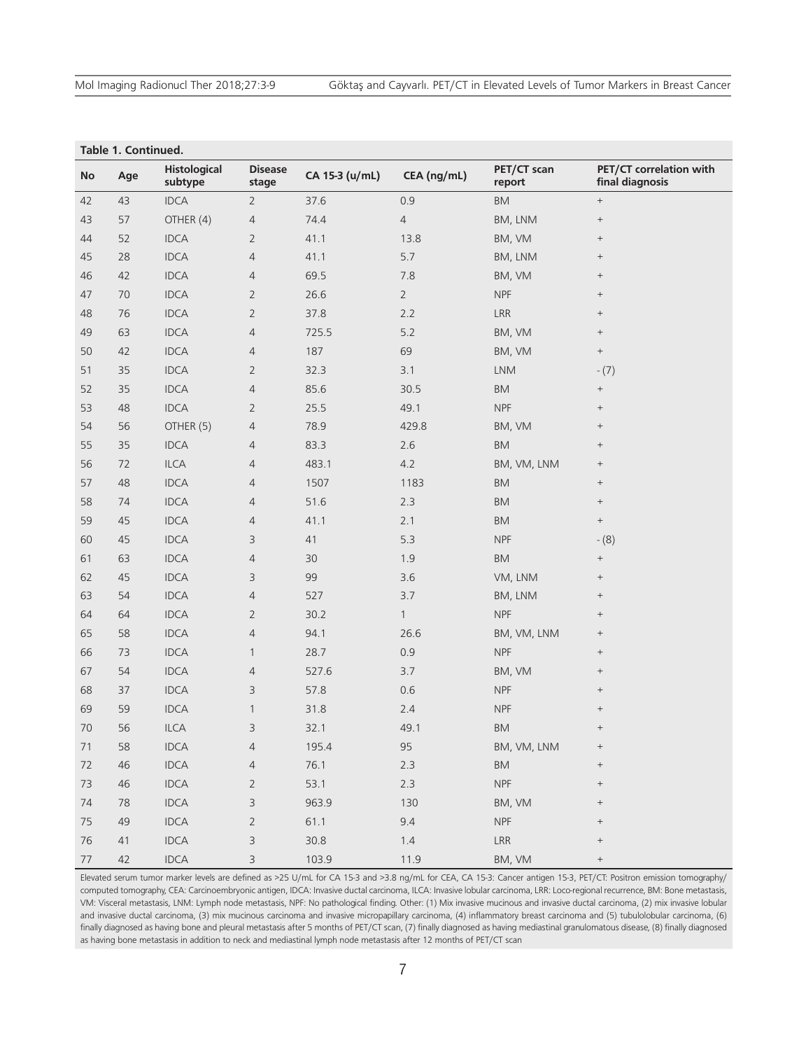**Table 1. Continued.**

| No | Age | Histological subtype | Disease stage | CA 15-3 (u/mL) | CEA (ng/mL) | PET/CT scan report | PET/CT correlation with final diagnosis |
|---|---|---|---|---|---|---|---|
| 42 | 43 | IDCA | 2 | 37.6 | 0.9 | BM | + |
| 43 | 57 | OTHER (4) | 4 | 74.4 | 4 | BM, LNM | + |
| 44 | 52 | IDCA | 2 | 41.1 | 13.8 | BM, VM | + |
| 45 | 28 | IDCA | 4 | 41.1 | 5.7 | BM, LNM | + |
| 46 | 42 | IDCA | 4 | 69.5 | 7.8 | BM, VM | + |
| 47 | 70 | IDCA | 2 | 26.6 | 2 | NPF | + |
| 48 | 76 | IDCA | 2 | 37.8 | 2.2 | LRR | + |
| 49 | 63 | IDCA | 4 | 725.5 | 5.2 | BM, VM | + |
| 50 | 42 | IDCA | 4 | 187 | 69 | BM, VM | + |
| 51 | 35 | IDCA | 2 | 32.3 | 3.1 | LNM | - (7) |
| 52 | 35 | IDCA | 4 | 85.6 | 30.5 | BM | + |
| 53 | 48 | IDCA | 2 | 25.5 | 49.1 | NPF | + |
| 54 | 56 | OTHER (5) | 4 | 78.9 | 429.8 | BM, VM | + |
| 55 | 35 | IDCA | 4 | 83.3 | 2.6 | BM | + |
| 56 | 72 | ILCA | 4 | 483.1 | 4.2 | BM, VM, LNM | + |
| 57 | 48 | IDCA | 4 | 1507 | 1183 | BM | + |
| 58 | 74 | IDCA | 4 | 51.6 | 2.3 | BM | + |
| 59 | 45 | IDCA | 4 | 41.1 | 2.1 | BM | + |
| 60 | 45 | IDCA | 3 | 41 | 5.3 | NPF | - (8) |
| 61 | 63 | IDCA | 4 | 30 | 1.9 | BM | + |
| 62 | 45 | IDCA | 3 | 99 | 3.6 | VM, LNM | + |
| 63 | 54 | IDCA | 4 | 527 | 3.7 | BM, LNM | + |
| 64 | 64 | IDCA | 2 | 30.2 | 1 | NPF | + |
| 65 | 58 | IDCA | 4 | 94.1 | 26.6 | BM, VM, LNM | + |
| 66 | 73 | IDCA | 1 | 28.7 | 0.9 | NPF | + |
| 67 | 54 | IDCA | 4 | 527.6 | 3.7 | BM, VM | + |
| 68 | 37 | IDCA | 3 | 57.8 | 0.6 | NPF | + |
| 69 | 59 | IDCA | 1 | 31.8 | 2.4 | NPF | + |
| 70 | 56 | ILCA | 3 | 32.1 | 49.1 | BM | + |
| 71 | 58 | IDCA | 4 | 195.4 | 95 | BM, VM, LNM | + |
| 72 | 46 | IDCA | 4 | 76.1 | 2.3 | BM | + |
| 73 | 46 | IDCA | 2 | 53.1 | 2.3 | NPF | + |
| 74 | 78 | IDCA | 3 | 963.9 | 130 | BM, VM | + |
| 75 | 49 | IDCA | 2 | 61.1 | 9.4 | NPF | + |
| 76 | 41 | IDCA | 3 | 30.8 | 1.4 | LRR | + |
| 77 | 42 | IDCA | 3 | 103.9 | 11.9 | BM, VM | + |

Elevated serum tumor marker levels are defined as >25 U/mL for CA 15-3 and >3.8 ng/mL for CEA, CA 15-3: Cancer antigen 15-3, PET/CT: Positron emission tomography/computed tomography, CEA: Carcinoembryonic antigen, IDCA: Invasive ductal carcinoma, ILCA: Invasive lobular carcinoma, LRR: Loco-regional recurrence, BM: Bone metastasis, VM: Visceral metastasis, LNM: Lymph node metastasis, NPF: No pathological finding. Other: (1) Mix invasive mucinous and invasive ductal carcinoma, (2) mix invasive lobular and invasive ductal carcinoma, (3) mix mucinous carcinoma and invasive micropapillary carcinoma, (4) inflammatory breast carcinoma and (5) tubulolobular carcinoma, (6) finally diagnosed as having bone and pleural metastasis after 5 months of PET/CT scan, (7) finally diagnosed as having mediastinal granulomatous disease, (8) finally diagnosed as having bone metastasis in addition to neck and mediastinal lymph node metastasis after 12 months of PET/CT scan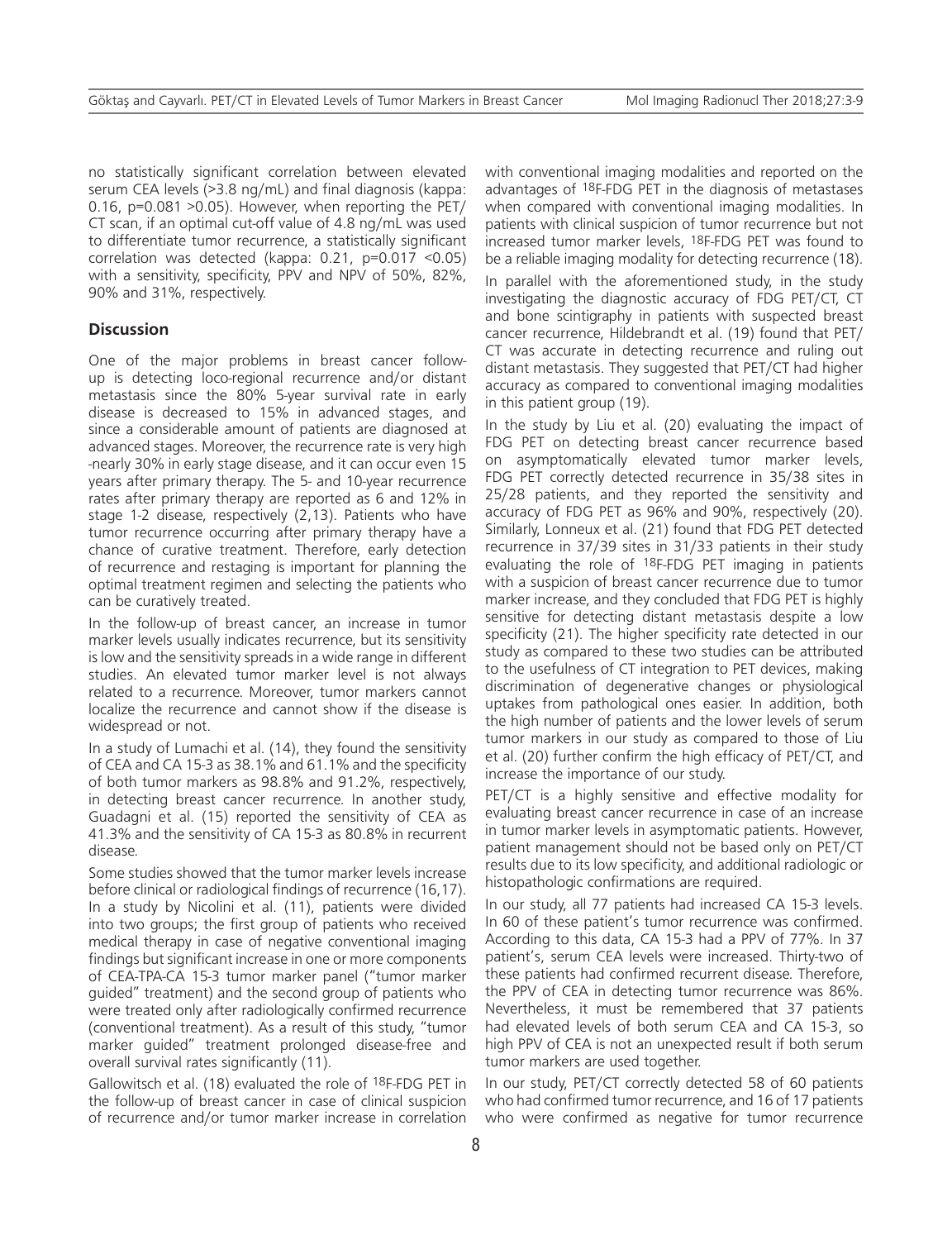no statistically significant correlation between elevated serum CEA levels (>3.8 ng/mL) and final diagnosis (kappa: 0.16, p=0.081 >0.05). However, when reporting the PET/CT scan, if an optimal cut-off value of 4.8 ng/mL was used to differentiate tumor recurrence, a statistically significant correlation was detected (kappa: 0.21, p=0.017 <0.05) with a sensitivity, specificity, PPV and NPV of 50%, 82%, 90% and 31%, respectively.

## Discussion

One of the major problems in breast cancer follow-up is detecting loco-regional recurrence and/or distant metastasis since the 80% 5-year survival rate in early disease is decreased to 15% in advanced stages, and since a considerable amount of patients are diagnosed at advanced stages. Moreover, the recurrence rate is very high -nearly 30% in early stage disease, and it can occur even 15 years after primary therapy. The 5- and 10-year recurrence rates after primary therapy are reported as 6 and 12% in stage 1-2 disease, respectively (2,13). Patients who have tumor recurrence occurring after primary therapy have a chance of curative treatment. Therefore, early detection of recurrence and restaging is important for planning the optimal treatment regimen and selecting the patients who can be curatively treated.

In the follow-up of breast cancer, an increase in tumor marker levels usually indicates recurrence, but its sensitivity is low and the sensitivity spreads in a wide range in different studies. An elevated tumor marker level is not always related to a recurrence. Moreover, tumor markers cannot localize the recurrence and cannot show if the disease is widespread or not.

In a study of Lumachi et al. (14), they found the sensitivity of CEA and CA 15-3 as 38.1% and 61.1% and the specificity of both tumor markers as 98.8% and 91.2%, respectively, in detecting breast cancer recurrence. In another study, Guadagni et al. (15) reported the sensitivity of CEA as 41.3% and the sensitivity of CA 15-3 as 80.8% in recurrent disease.

Some studies showed that the tumor marker levels increase before clinical or radiological findings of recurrence (16,17). In a study by Nicolini et al. (11), patients were divided into two groups; the first group of patients who received medical therapy in case of negative conventional imaging findings but significant increase in one or more components of CEA-TPA-CA 15-3 tumor marker panel ("tumor marker guided" treatment) and the second group of patients who were treated only after radiologically confirmed recurrence (conventional treatment). As a result of this study, "tumor marker guided" treatment prolonged disease-free and overall survival rates significantly (11).

Gallowitsch et al. (18) evaluated the role of $^{18}$F-FDG PET in the follow-up of breast cancer in case of clinical suspicion of recurrence and/or tumor marker increase in correlation with conventional imaging modalities and reported on the advantages of $^{18}$F-FDG PET in the diagnosis of metastases when compared with conventional imaging modalities. In patients with clinical suspicion of tumor recurrence but not increased tumor marker levels, $^{18}$F-FDG PET was found to be a reliable imaging modality for detecting recurrence (18).

In parallel with the aforementioned study, in the study investigating the diagnostic accuracy of FDG PET/CT, CT and bone scintigraphy in patients with suspected breast cancer recurrence, Hildebrandt et al. (19) found that PET/CT was accurate in detecting recurrence and ruling out distant metastasis. They suggested that PET/CT had higher accuracy as compared to conventional imaging modalities in this patient group (19).

In the study by Liu et al. (20) evaluating the impact of FDG PET on detecting breast cancer recurrence based on asymptomatically elevated tumor marker levels, FDG PET correctly detected recurrence in 35/38 sites in 25/28 patients, and they reported the sensitivity and accuracy of FDG PET as 96% and 90%, respectively (20). Similarly, Lonneux et al. (21) found that FDG PET detected recurrence in 37/39 sites in 31/33 patients in their study evaluating the role of $^{18}$F-FDG PET imaging in patients with a suspicion of breast cancer recurrence due to tumor marker increase, and they concluded that FDG PET is highly sensitive for detecting distant metastasis despite a low specificity (21). The higher specificity rate detected in our study as compared to these two studies can be attributed to the usefulness of CT integration to PET devices, making discrimination of degenerative changes or physiological uptakes from pathological ones easier. In addition, both the high number of patients and the lower levels of serum tumor markers in our study as compared to those of Liu et al. (20) further confirm the high efficacy of PET/CT, and increase the importance of our study.

PET/CT is a highly sensitive and effective modality for evaluating breast cancer recurrence in case of an increase in tumor marker levels in asymptomatic patients. However, patient management should not be based only on PET/CT results due to its low specificity, and additional radiologic or histopathologic confirmations are required.

In our study, all 77 patients had increased CA 15-3 levels. In 60 of these patient's tumor recurrence was confirmed. According to this data, CA 15-3 had a PPV of 77%. In 37 patient's, serum CEA levels were increased. Thirty-two of these patients had confirmed recurrent disease. Therefore, the PPV of CEA in detecting tumor recurrence was 86%. Nevertheless, it must be remembered that 37 patients had elevated levels of both serum CEA and CA 15-3, so high PPV of CEA is not an unexpected result if both serum tumor markers are used together.

In our study, PET/CT correctly detected 58 of 60 patients who had confirmed tumor recurrence, and 16 of 17 patients who were confirmed as negative for tumor recurrence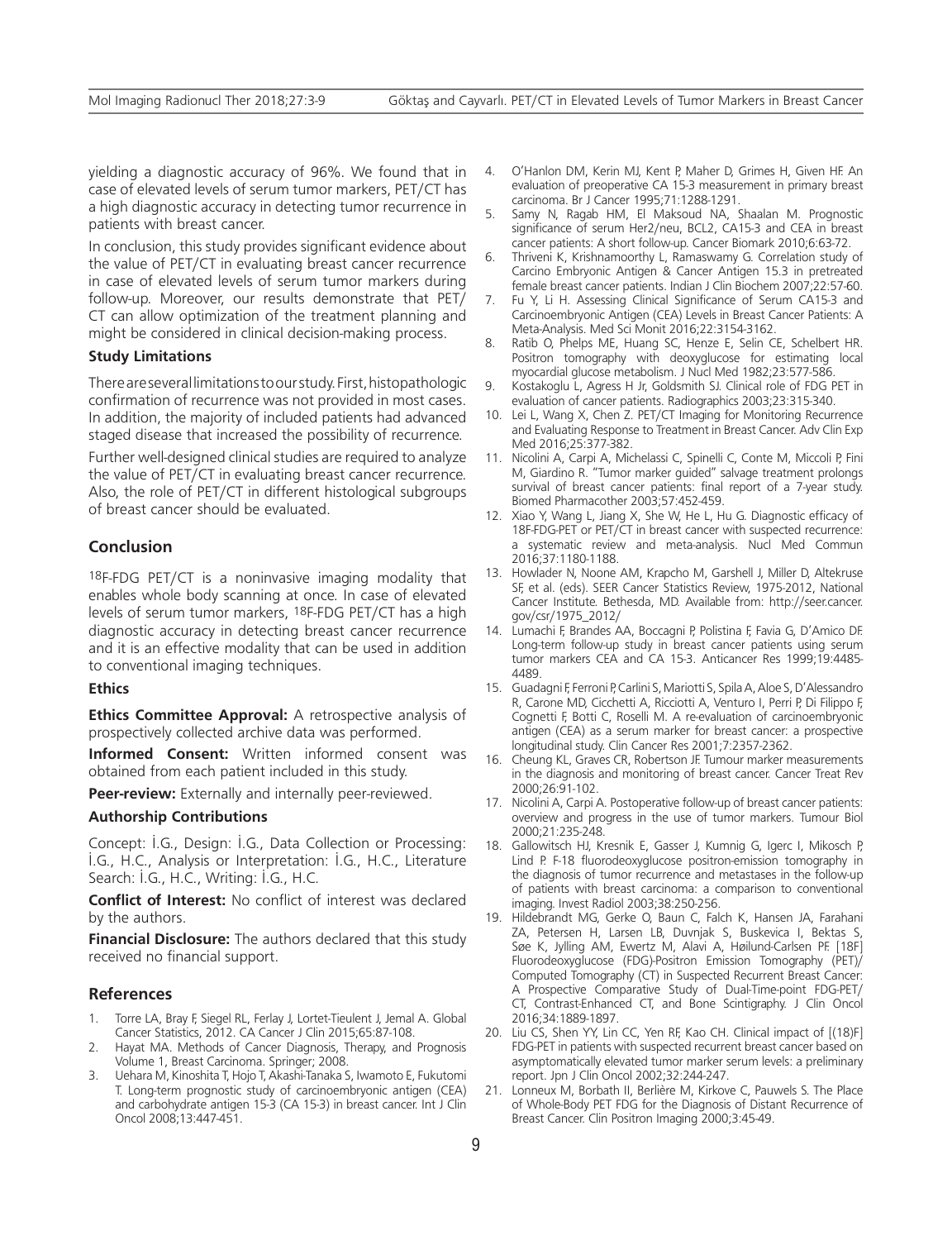yielding a diagnostic accuracy of 96%. We found that in case of elevated levels of serum tumor markers, PET/CT has a high diagnostic accuracy in detecting tumor recurrence in patients with breast cancer.

In conclusion, this study provides significant evidence about the value of PET/CT in evaluating breast cancer recurrence in case of elevated levels of serum tumor markers during follow-up. Moreover, our results demonstrate that PET/CT can allow optimization of the treatment planning and might be considered in clinical decision-making process.

### Study Limitations

There are several limitations to our study. First, histopathologic confirmation of recurrence was not provided in most cases. In addition, the majority of included patients had advanced staged disease that increased the possibility of recurrence.

Further well-designed clinical studies are required to analyze the value of PET/CT in evaluating breast cancer recurrence. Also, the role of PET/CT in different histological subgroups of breast cancer should be evaluated.

## Conclusion

$^{18}$F-FDG PET/CT is a noninvasive imaging modality that enables whole body scanning at once. In case of elevated levels of serum tumor markers, $^{18}$F-FDG PET/CT has a high diagnostic accuracy in detecting breast cancer recurrence and it is an effective modality that can be used in addition to conventional imaging techniques.

### Ethics

**Ethics Committee Approval:** A retrospective analysis of prospectively collected archive data was performed.

**Informed Consent:** Written informed consent was obtained from each patient included in this study.

**Peer-review:** Externally and internally peer-reviewed.

### Authorship Contributions

Concept: İ.G., Design: İ.G., Data Collection or Processing: İ.G., H.C., Analysis or Interpretation: İ.G., H.C., Literature Search: İ.G., H.C., Writing: İ.G., H.C.

**Conflict of Interest:** No conflict of interest was declared by the authors.

**Financial Disclosure:** The authors declared that this study received no financial support.

## References

1. Torre LA, Bray F, Siegel RL, Ferlay J, Lortet-Tieulent J, Jemal A. Global Cancer Statistics, 2012. CA Cancer J Clin 2015;65:87-108.
2. Hayat MA. Methods of Cancer Diagnosis, Therapy, and Prognosis Volume 1, Breast Carcinoma. Springer; 2008.
3. Uehara M, Kinoshita T, Hojo T, Akashi-Tanaka S, Iwamoto E, Fukutomi T. Long-term prognostic study of carcinoembryonic antigen (CEA) and carbohydrate antigen 15-3 (CA 15-3) in breast cancer. Int J Clin Oncol 2008;13:447-451.
4. O'Hanlon DM, Kerin MJ, Kent P, Maher D, Grimes H, Given HF. An evaluation of preoperative CA 15-3 measurement in primary breast carcinoma. Br J Cancer 1995;71:1288-1291.
5. Samy N, Ragab HM, El Maksoud NA, Shaalan M. Prognostic significance of serum Her2/neu, BCL2, CA15-3 and CEA in breast cancer patients: A short follow-up. Cancer Biomark 2010;6:63-72.
6. Thriveni K, Krishnamoorthy L, Ramaswamy G. Correlation study of Carcino Embryonic Antigen & Cancer Antigen 15.3 in pretreated female breast cancer patients. Indian J Clin Biochem 2007;22:57-60.
7. Fu Y, Li H. Assessing Clinical Significance of Serum CA15-3 and Carcinoembryonic Antigen (CEA) Levels in Breast Cancer Patients: A Meta-Analysis. Med Sci Monit 2016;22:3154-3162.
8. Ratib O, Phelps ME, Huang SC, Henze E, Selin CE, Schelbert HR. Positron tomography with deoxyglucose for estimating local myocardial glucose metabolism. J Nucl Med 1982;23:577-586.
9. Kostakoglu L, Agress H Jr, Goldsmith SJ. Clinical role of FDG PET in evaluation of cancer patients. Radiographics 2003;23:315-340.
10. Lei L, Wang X, Chen Z. PET/CT Imaging for Monitoring Recurrence and Evaluating Response to Treatment in Breast Cancer. Adv Clin Exp Med 2016;25:377-382.
11. Nicolini A, Carpi A, Michelassi C, Spinelli C, Conte M, Miccoli P, Fini M, Giardino R. "Tumor marker guided" salvage treatment prolongs survival of breast cancer patients: final report of a 7-year study. Biomed Pharmacother 2003;57:452-459.
12. Xiao Y, Wang L, Jiang X, She W, He L, Hu G. Diagnostic efficacy of 18F-FDG-PET or PET/CT in breast cancer with suspected recurrence: a systematic review and meta-analysis. Nucl Med Commun 2016;37:1180-1188.
13. Howlader N, Noone AM, Krapcho M, Garshell J, Miller D, Altekruse SF, et al. (eds). SEER Cancer Statistics Review, 1975-2012, National Cancer Institute. Bethesda, MD. Available from: http://seer.cancer.gov/csr/1975_2012/
14. Lumachi F, Brandes AA, Boccagni P, Polistina F, Favia G, D'Amico DF. Long-term follow-up study in breast cancer patients using serum tumor markers CEA and CA 15-3. Anticancer Res 1999;19:4485-4489.
15. Guadagni F, Ferroni P, Carlini S, Mariotti S, Spila A, Aloe S, D'Alessandro R, Carone MD, Cicchetti A, Ricciotti A, Venturo I, Perri P, Di Filippo F, Cognetti F, Botti C, Roselli M. A re-evaluation of carcinoembryonic antigen (CEA) as a serum marker for breast cancer: a prospective longitudinal study. Clin Cancer Res 2001;7:2357-2362.
16. Cheung KL, Graves CR, Robertson JF. Tumour marker measurements in the diagnosis and monitoring of breast cancer. Cancer Treat Rev 2000;26:91-102.
17. Nicolini A, Carpi A. Postoperative follow-up of breast cancer patients: overview and progress in the use of tumor markers. Tumour Biol 2000;21:235-248.
18. Gallowitsch HJ, Kresnik E, Gasser J, Kumnig G, Igerc I, Mikosch P, Lind P. F-18 fluorodeoxyglucose positron-emission tomography in the diagnosis of tumor recurrence and metastases in the follow-up of patients with breast carcinoma: a comparison to conventional imaging. Invest Radiol 2003;38:250-256.
19. Hildebrandt MG, Gerke O, Baun C, Falch K, Hansen JA, Farahani ZA, Petersen H, Larsen LB, Duvnjak S, Buskevica I, Bektas S, Søe K, Jylling AM, Ewertz M, Alavi A, Høilund-Carlsen PF. [18F] Fluorodeoxyglucose (FDG)-Positron Emission Tomography (PET)/ Computed Tomography (CT) in Suspected Recurrent Breast Cancer: A Prospective Comparative Study of Dual-Time-point FDG-PET/CT, Contrast-Enhanced CT, and Bone Scintigraphy. J Clin Oncol 2016;34:1889-1897.
20. Liu CS, Shen YY, Lin CC, Yen RF, Kao CH. Clinical impact of [(18)F] FDG-PET in patients with suspected recurrent breast cancer based on asymptomatically elevated tumor marker serum levels: a preliminary report. Jpn J Clin Oncol 2002;32:244-247.
21. Lonneux M, Borbath II, Berlière M, Kirkove C, Pauwels S. The Place of Whole-Body PET FDG for the Diagnosis of Distant Recurrence of Breast Cancer. Clin Positron Imaging 2000;3:45-49.